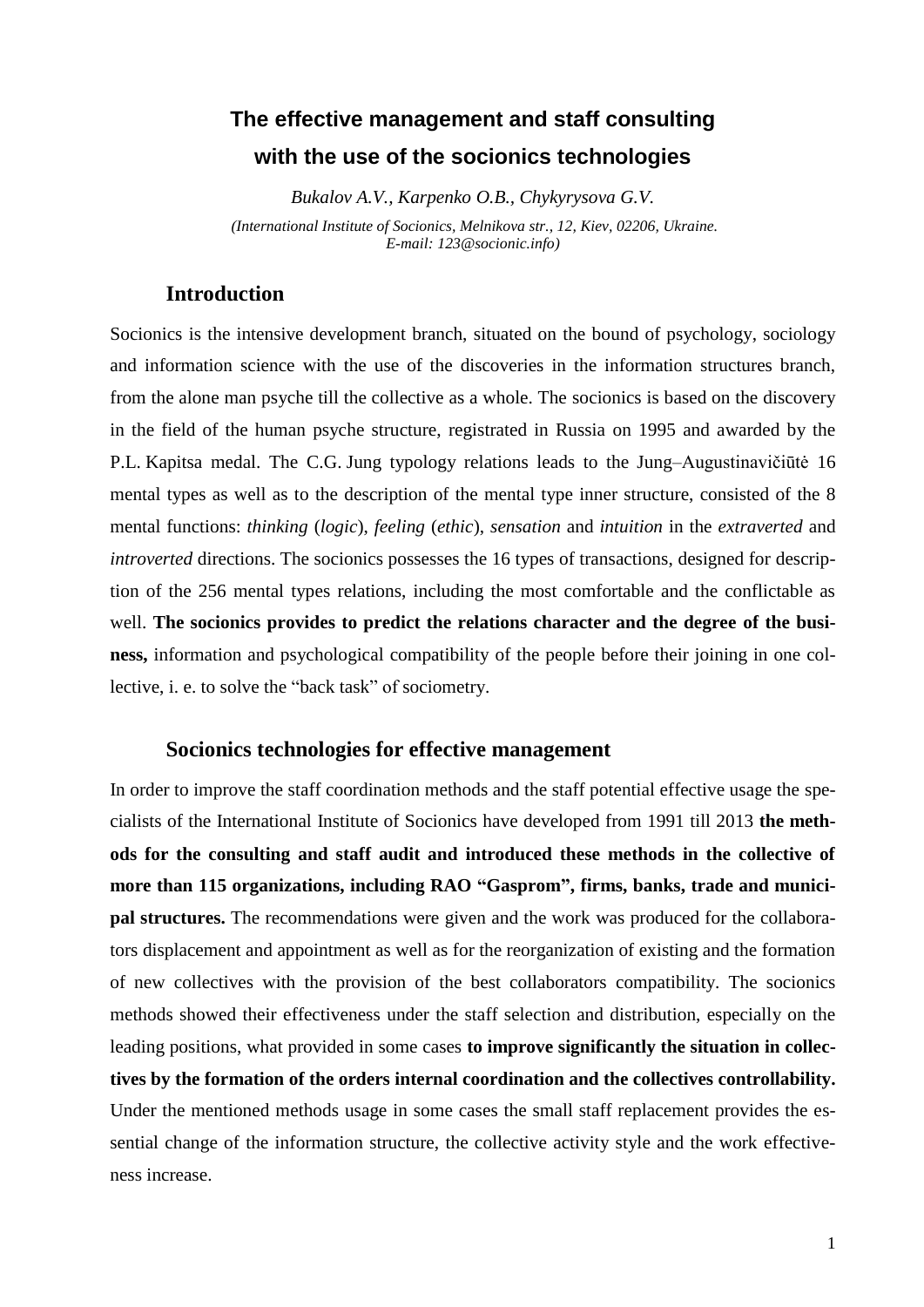# The effective management and staff consulting with the use of the socionics technologies

*Bukalov A.V., Karpenko O.B., Chykyrysova G.V.*

*(International Institute of Socionics, Melnikova str., 12, Kiev, 02206, Ukraine. E-mail: 123@socionic.info)*

## Introduction

Socionics is the intensive development branch, situated on the bound of psychology, sociology and information science with the use of the discoveries in the information structures branch, from the alone man psyche till the collective as a whole. The socionics is based on the discovery in the field of the human psyche structure, registrated in Russia on 1995 and awarded by the P.L. Kapitsa medal. The C.G. Jung typology relations leads to the Jung–Augustinavičiūtė 16 mental types as well as to the description of the mental type inner structure, consisted of the 8 mental functions: *thinking* (*logic*), *feeling* (*ethic*), *sensation* and *intuition* in the *extraverted* and *introverted* directions. The socionics possesses the 16 types of transactions, designed for description of the 256 mental types relations, including the most comfortable and the conflictable as well. **The socionics provides to predict the relations character and the degree of the business,** information and psychological compatibility of the people before their joining in one collective, i. e. to solve the "back task" of sociometry.

## Socionics technologies for effective management

In order to improve the staff coordination methods and the staff potential effective usage the specialists of the International Institute of Socionics have developed from 1991 till 2013 **the methods for the consulting and staff audit and introduced these methods in the collective of more than 115 organizations, including RAO "Gasprom", firms, banks, trade and municipal structures.** The recommendations were given and the work was produced for the collaborators displacement and appointment as well as for the reorganization of existing and the formation of new collectives with the provision of the best collaborators compatibility. The socionics methods showed their effectiveness under the staff selection and distribution, especially on the leading positions, what provided in some cases **to improve significantly the situation in collectives by the formation of the orders internal coordination and the collectives controllability.** Under the mentioned methods usage in some cases the small staff replacement provides the essential change of the information structure, the collective activity style and the work effectiveness increase.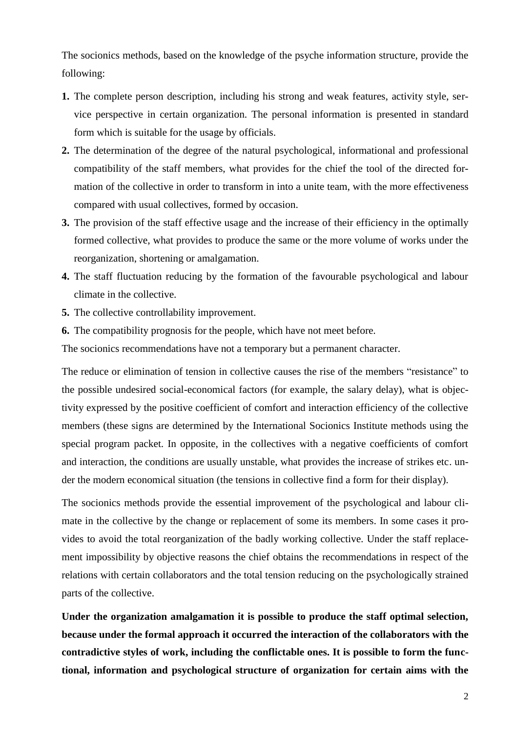The socionics methods, based on the knowledge of the psyche information structure, provide the following:

1. The complete person description, including his strong and weak features, activity style, service perspective in certain organization. The personal information is presented in standard form which is suitable for the usage by officials.
2. The determination of the degree of the natural psychological, informational and professional compatibility of the staff members, what provides for the chief the tool of the directed formation of the collective in order to transform in into a unite team, with the more effectiveness compared with usual collectives, formed by occasion.
3. The provision of the staff effective usage and the increase of their efficiency in the optimally formed collective, what provides to produce the same or the more volume of works under the reorganization, shortening or amalgamation.
4. The staff fluctuation reducing by the formation of the favourable psychological and labour climate in the collective.
5. The collective controllability improvement.
6. The compatibility prognosis for the people, which have not meet before.

The socionics recommendations have not a temporary but a permanent character.

The reduce or elimination of tension in collective causes the rise of the members "resistance" to the possible undesired social-economical factors (for example, the salary delay), what is objectivity expressed by the positive coefficient of comfort and interaction efficiency of the collective members (these signs are determined by the International Socionics Institute methods using the special program packet. In opposite, in the collectives with a negative coefficients of comfort and interaction, the conditions are usually unstable, what provides the increase of strikes etc. under the modern economical situation (the tensions in collective find a form for their display).

The socionics methods provide the essential improvement of the psychological and labour climate in the collective by the change or replacement of some its members. In some cases it provides to avoid the total reorganization of the badly working collective. Under the staff replacement impossibility by objective reasons the chief obtains the recommendations in respect of the relations with certain collaborators and the total tension reducing on the psychologically strained parts of the collective.

**Under the organization amalgamation it is possible to produce the staff optimal selection, because under the formal approach it occurred the interaction of the collaborators with the contradictive styles of work, including the conflictable ones. It is possible to form the functional, information and psychological structure of organization for certain aims with the**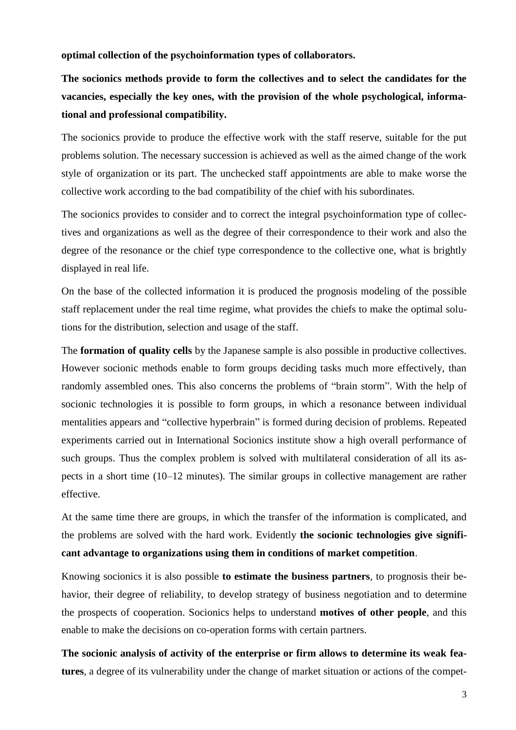**optimal collection of the psychoinformation types of collaborators.**

**The socionics methods provide to form the collectives and to select the candidates for the vacancies, especially the key ones, with the provision of the whole psychological, informational and professional compatibility.**

The socionics provide to produce the effective work with the staff reserve, suitable for the put problems solution. The necessary succession is achieved as well as the aimed change of the work style of organization or its part. The unchecked staff appointments are able to make worse the collective work according to the bad compatibility of the chief with his subordinates.

The socionics provides to consider and to correct the integral psychoinformation type of collectives and organizations as well as the degree of their correspondence to their work and also the degree of the resonance or the chief type correspondence to the collective one, what is brightly displayed in real life.

On the base of the collected information it is produced the prognosis modeling of the possible staff replacement under the real time regime, what provides the chiefs to make the optimal solutions for the distribution, selection and usage of the staff.

The **formation of quality cells** by the Japanese sample is also possible in productive collectives. However socionic methods enable to form groups deciding tasks much more effectively, than randomly assembled ones. This also concerns the problems of "brain storm". With the help of socionic technologies it is possible to form groups, in which a resonance between individual mentalities appears and "collective hyperbrain" is formed during decision of problems. Repeated experiments carried out in International Socionics institute show a high overall performance of such groups. Thus the complex problem is solved with multilateral consideration of all its aspects in a short time (10–12 minutes). The similar groups in collective management are rather effective.

At the same time there are groups, in which the transfer of the information is complicated, and the problems are solved with the hard work. Evidently **the socionic technologies give significant advantage to organizations using them in conditions of market competition**.

Knowing socionics it is also possible **to estimate the business partners**, to prognosis their behavior, their degree of reliability, to develop strategy of business negotiation and to determine the prospects of cooperation. Socionics helps to understand **motives of other people**, and this enable to make the decisions on co-operation forms with certain partners.

**The socionic analysis of activity of the enterprise or firm allows to determine its weak features**, a degree of its vulnerability under the change of market situation or actions of the compet-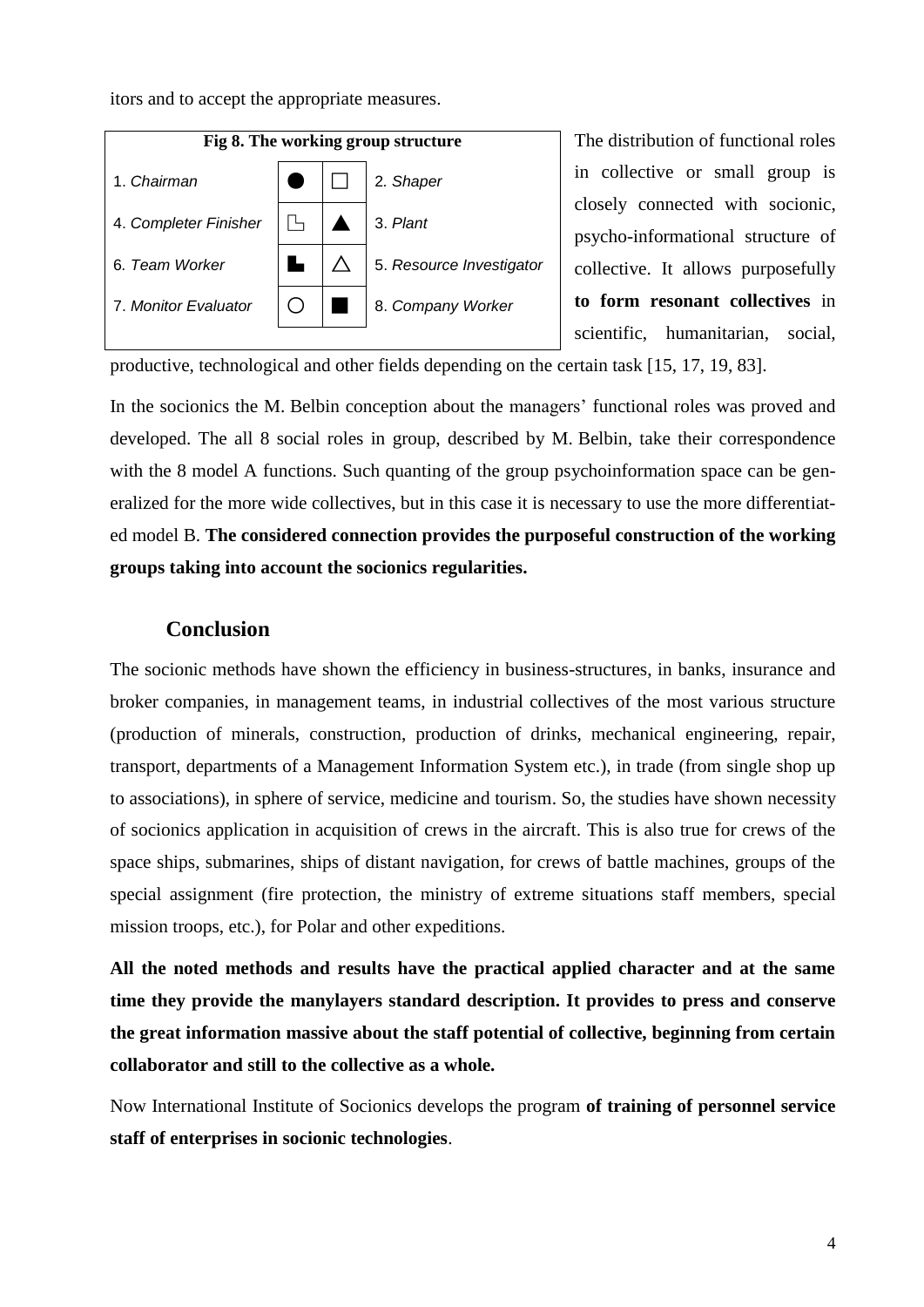itors and to accept the appropriate measures.

**Fig 8. The working group structure**

| | | | |
|---|---|---|---|
| 1. *Chairman* | ● | □ | 2. *Shaper* |
| 4. *Completer Finisher* | ⌐ | ▲ | 3. *Plant* |
| 6. *Team Worker* | ▙ | △ | 5. *Resource Investigator* |
| 7. *Monitor Evaluator* | ○ | ■ | 8. *Company Worker* |

The distribution of functional roles in collective or small group is closely connected with socionic, psycho-informational structure of collective. It allows purposefully **to form resonant collectives** in scientific, humanitarian, social, productive, technological and other fields depending on the certain task [15, 17, 19, 83].

In the socionics the M. Belbin conception about the managers' functional roles was proved and developed. The all 8 social roles in group, described by M. Belbin, take their correspondence with the 8 model A functions. Such quanting of the group psychoinformation space can be generalized for the more wide collectives, but in this case it is necessary to use the more differentiated model B. **The considered connection provides the purposeful construction of the working groups taking into account the socionics regularities.**

## Conclusion

The socionic methods have shown the efficiency in business-structures, in banks, insurance and broker companies, in management teams, in industrial collectives of the most various structure (production of minerals, construction, production of drinks, mechanical engineering, repair, transport, departments of a Management Information System etc.), in trade (from single shop up to associations), in sphere of service, medicine and tourism. So, the studies have shown necessity of socionics application in acquisition of crews in the aircraft. This is also true for crews of the space ships, submarines, ships of distant navigation, for crews of battle machines, groups of the special assignment (fire protection, the ministry of extreme situations staff members, special mission troops, etc.), for Polar and other expeditions.

**All the noted methods and results have the practical applied character and at the same time they provide the manylayers standard description. It provides to press and conserve the great information massive about the staff potential of collective, beginning from certain collaborator and still to the collective as a whole.**

Now International Institute of Socionics develops the program **of training of personnel service staff of enterprises in socionic technologies**.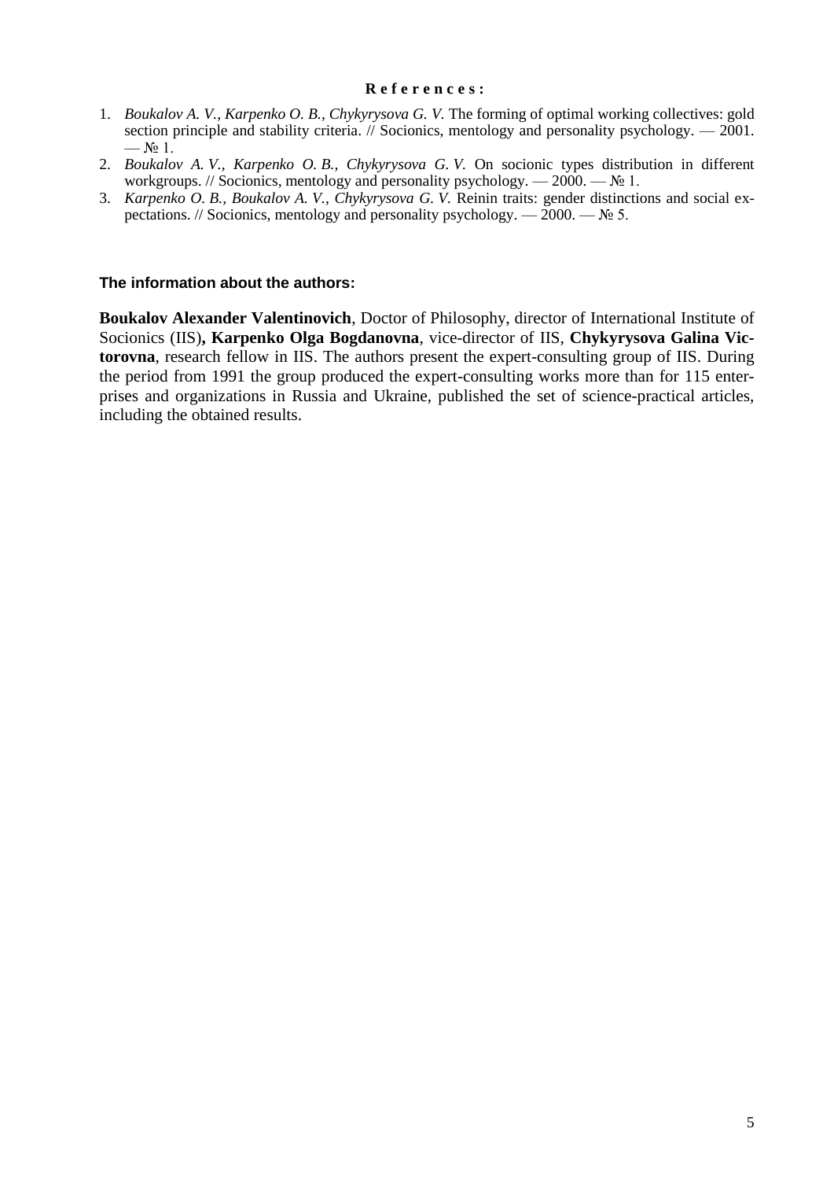**R e f e r e n c e s :**

1. *Boukalov A. V., Karpenko O. B., Chykyrysova G. V.* The forming of optimal working collectives: gold section principle and stability criteria. // Socionics, mentology and personality psychology. — 2001. — № 1.
2. *Boukalov A. V., Karpenko O. B., Chykyrysova G. V.* On socionic types distribution in different workgroups. // Socionics, mentology and personality psychology. — 2000. — № 1.
3. *Karpenko O. B., Boukalov A. V., Chykyrysova G. V.* Reinin traits: gender distinctions and social expectations. // Socionics, mentology and personality psychology. — 2000. — № 5.

### The information about the authors:

**Boukalov Alexander Valentinovich**, Doctor of Philosophy, director of International Institute of Socionics (IIS)**, Karpenko Olga Bogdanovna**, vice-director of IIS, **Chykyrysova Galina Victorovna**, research fellow in IIS. The authors present the expert-consulting group of IIS. During the period from 1991 the group produced the expert-consulting works more than for 115 enterprises and organizations in Russia and Ukraine, published the set of science-practical articles, including the obtained results.